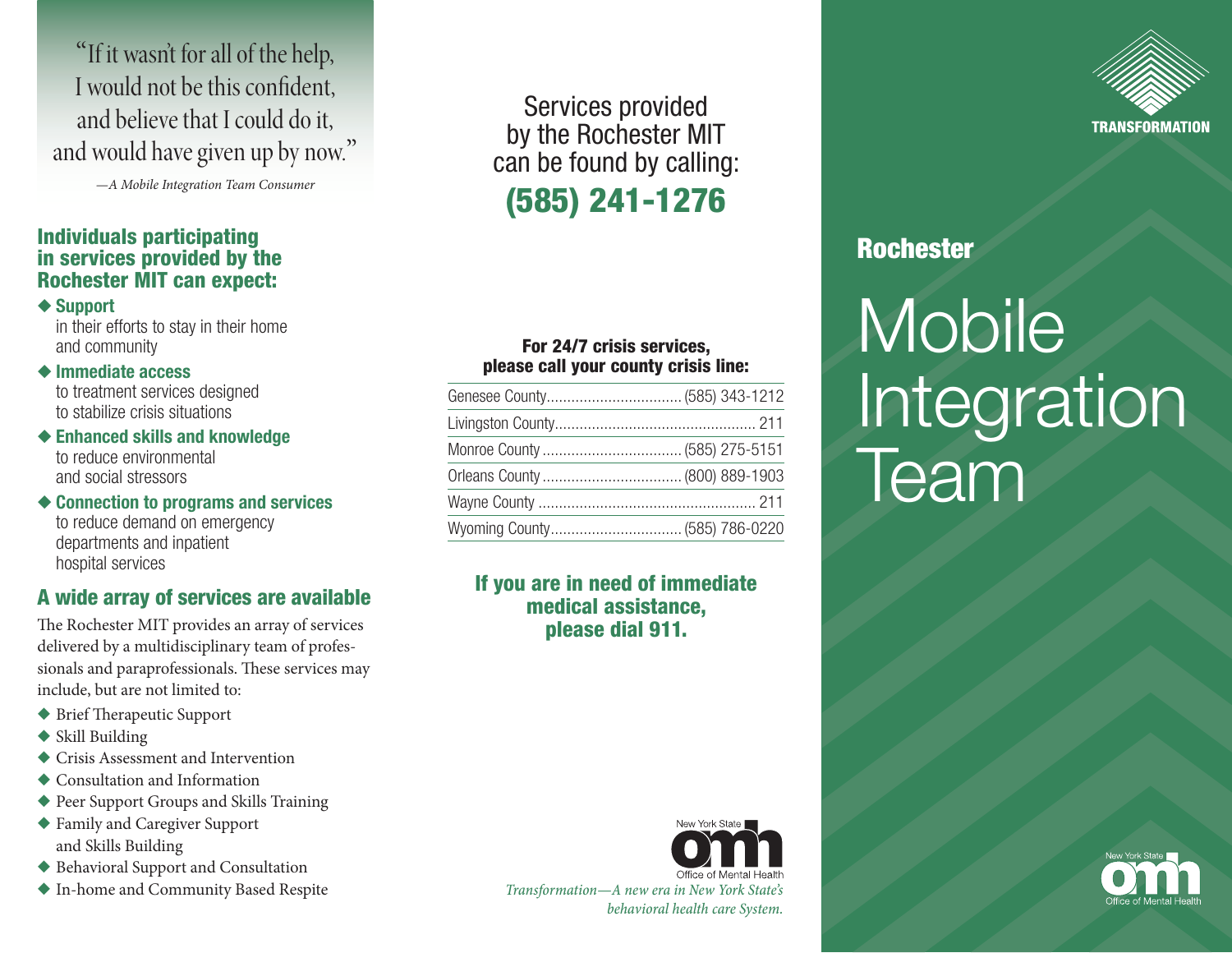"If it wasn't for all of the help, I would not be this confident, and believe that I could do it, and would have given up by now."

*—A Mobile Integration Team Consumer*

## Individuals participating in services provided by the Rochester MIT can expect:

- **Support** in their efforts to stay in their home and community
- **Immediate access** to treatment services designed to stabilize crisis situations
- **Enhanced skills and knowledge** to reduce environmental and social stressors
- **Connection to programs and services** to reduce demand on emergency departments and inpatient hospital services

## A wide array of services are available

The Rochester MIT provides an array of services delivered by a multidisciplinary team of professionals and paraprofessionals. These services may include, but are not limited to:

- Brief Therapeutic Support
- Skill Building
- Crisis Assessment and Intervention
- Consultation and Information
- Peer Support Groups and Skills Training
- Family and Caregiver Support and Skills Building
- Behavioral Support and Consultation
- In-home and Community Based Respite

Services provided by the Rochester MIT can be found by calling:

**(585) 241-1276**

**For 24/7 crisis services, please call your county crisis line:**

| County | Phone |
|---|---|
| Genesee County | (585) 343-1212 |
| Livingston County | 211 |
| Monroe County | (585) 275-5151 |
| Orleans County | (800) 889-1903 |
| Wayne County | 211 |
| Wyoming County | (585) 786-0220 |

**If you are in need of immediate medical assistance, please dial 911.**

New York State Office of Mental Health

*Transformation—A new era in New York State's behavioral health care System.*

TRANSFORMATION

## Rochester

# Mobile Integration Team

New York State Office of Mental Health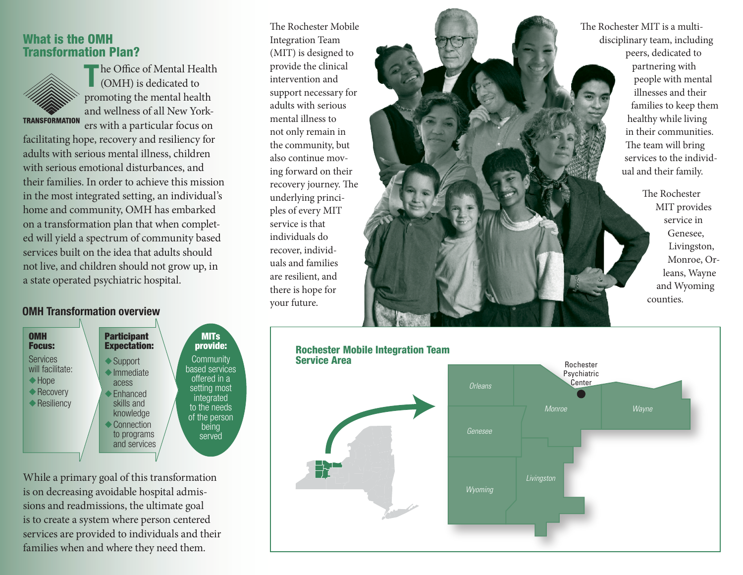## What is the OMH Transformation Plan?

TRANSFORMATION

The Office of Mental Health (OMH) is dedicated to promoting the mental health and wellness of all New Yorkers with a particular focus on facilitating hope, recovery and resiliency for adults with serious mental illness, children with serious emotional disturbances, and their families. In order to achieve this mission in the most integrated setting, an individual's home and community, OMH has embarked on a transformation plan that when completed will yield a spectrum of community based services built on the idea that adults should not live, and children should not grow up, in a state operated psychiatric hospital.

### OMH Transformation overview

**OMH Focus:**
Services will facilitate:
- Hope
- Recovery
- Resiliency

**Participant Expectation:**
- Support
- Immediate acess
- Enhanced skills and knowledge
- Connection to programs and services

**MITs provide:**
Community based services offered in a setting most integrated to the needs of the person being served

While a primary goal of this transformation is on decreasing avoidable hospital admissions and readmissions, the ultimate goal is to create a system where person centered services are provided to individuals and their families when and where they need them.

The Rochester Mobile Integration Team (MIT) is designed to provide the clinical intervention and support necessary for adults with serious mental illness to not only remain in the community, but also continue moving forward on their recovery journey. The underlying principles of every MIT service is that individuals do recover, individuals and families are resilient, and there is hope for your future.

The Rochester MIT is a multi-disciplinary team, including peers, dedicated to partnering with people with mental illnesses and their families to keep them healthy while living in their communities. The team will bring services to the individual and their family.

The Rochester MIT provides service in Genesee, Livingston, Monroe, Orleans, Wayne and Wyoming counties.

### Rochester Mobile Integration Team Service Area

Rochester Psychiatric Center

Orleans

Monroe

Wayne

Genesee

Livingston

Wyoming